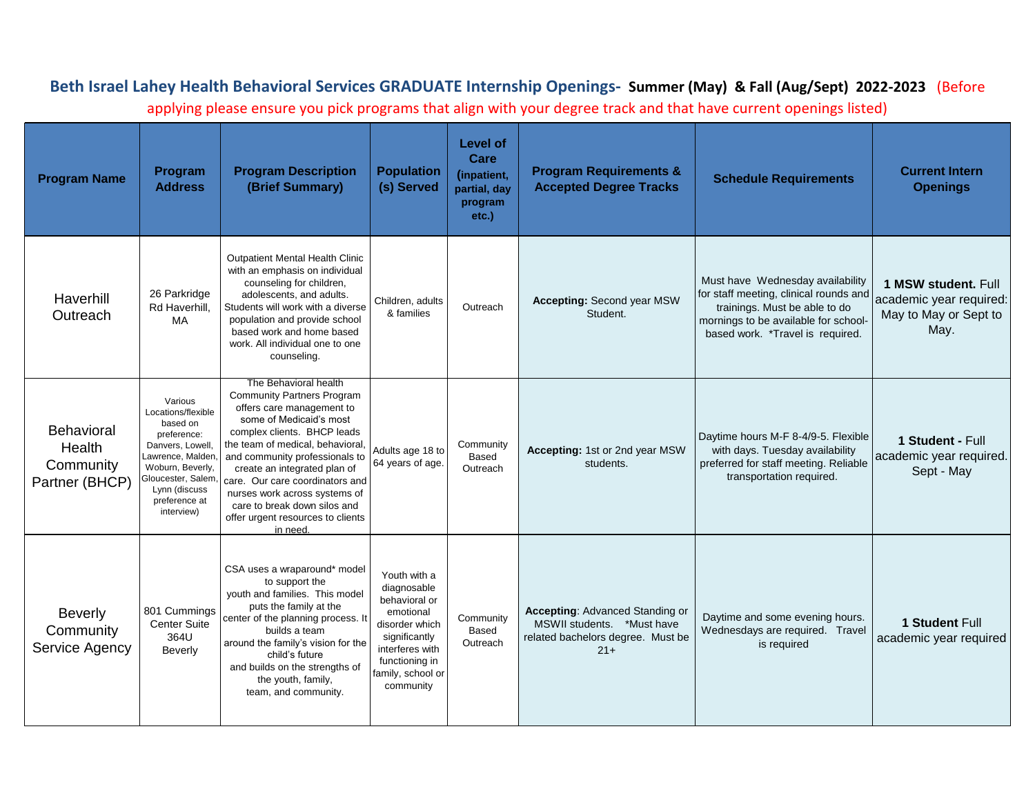# Beth Israel Lahey Health Behavioral Services GRADUATE Internship Openings- Summer (May) & Fall (Aug/Sept) 2022-2023 (Before applying please ensure you pick programs that align with your degree track and that have current openings listed)

| Program Name | Program Address | Program Description (Brief Summary) | Population (s) Served | Level of Care (inpatient, partial, day program etc.) | Program Requirements & Accepted Degree Tracks | Schedule Requirements | Current Intern Openings |
|---|---|---|---|---|---|---|---|
| Haverhill Outreach | 26 Parkridge Rd Haverhill, MA | Outpatient Mental Health Clinic with an emphasis on individual counseling for children, adolescents, and adults. Students will work with a diverse population and provide school based work and home based work. All individual one to one counseling. | Children, adults & families | Outreach | **Accepting:** Second year MSW Student. | Must have Wednesday availability for staff meeting, clinical rounds and trainings. Must be able to do mornings to be available for school-based work. *Travel is required. | **1 MSW student.** Full academic year required: May to May or Sept to May. |
| Behavioral Health Community Partner (BHCP) | Various Locations/flexible based on preference: Danvers, Lowell, Lawrence, Malden, Woburn, Beverly, Gloucester, Salem, Lynn (discuss preference at interview) | The Behavioral health Community Partners Program offers care management to some of Medicaid's most complex clients. BHCP leads the team of medical, behavioral, and community professionals to create an integrated plan of care. Our care coordinators and nurses work across systems of care to break down silos and offer urgent resources to clients in need. | Adults age 18 to 64 years of age. | Community Based Outreach | **Accepting:** 1st or 2nd year MSW students. | Daytime hours M-F 8-4/9-5. Flexible with days. Tuesday availability preferred for staff meeting. Reliable transportation required. | **1 Student -** Full academic year required. Sept - May |
| Beverly Community Service Agency | 801 Cummings Center Suite 364U Beverly | CSA uses a wraparound* model to support the youth and families. This model puts the family at the center of the planning process. It builds a team around the family's vision for the child's future and builds on the strengths of the youth, family, team, and community. | Youth with a diagnosable behavioral or emotional disorder which significantly interferes with functioning in family, school or community | Community Based Outreach | **Accepting**: Advanced Standing or MSWII students. *Must have related bachelors degree. Must be 21+ | Daytime and some evening hours. Wednesdays are required. Travel is required | **1 Student** Full academic year required |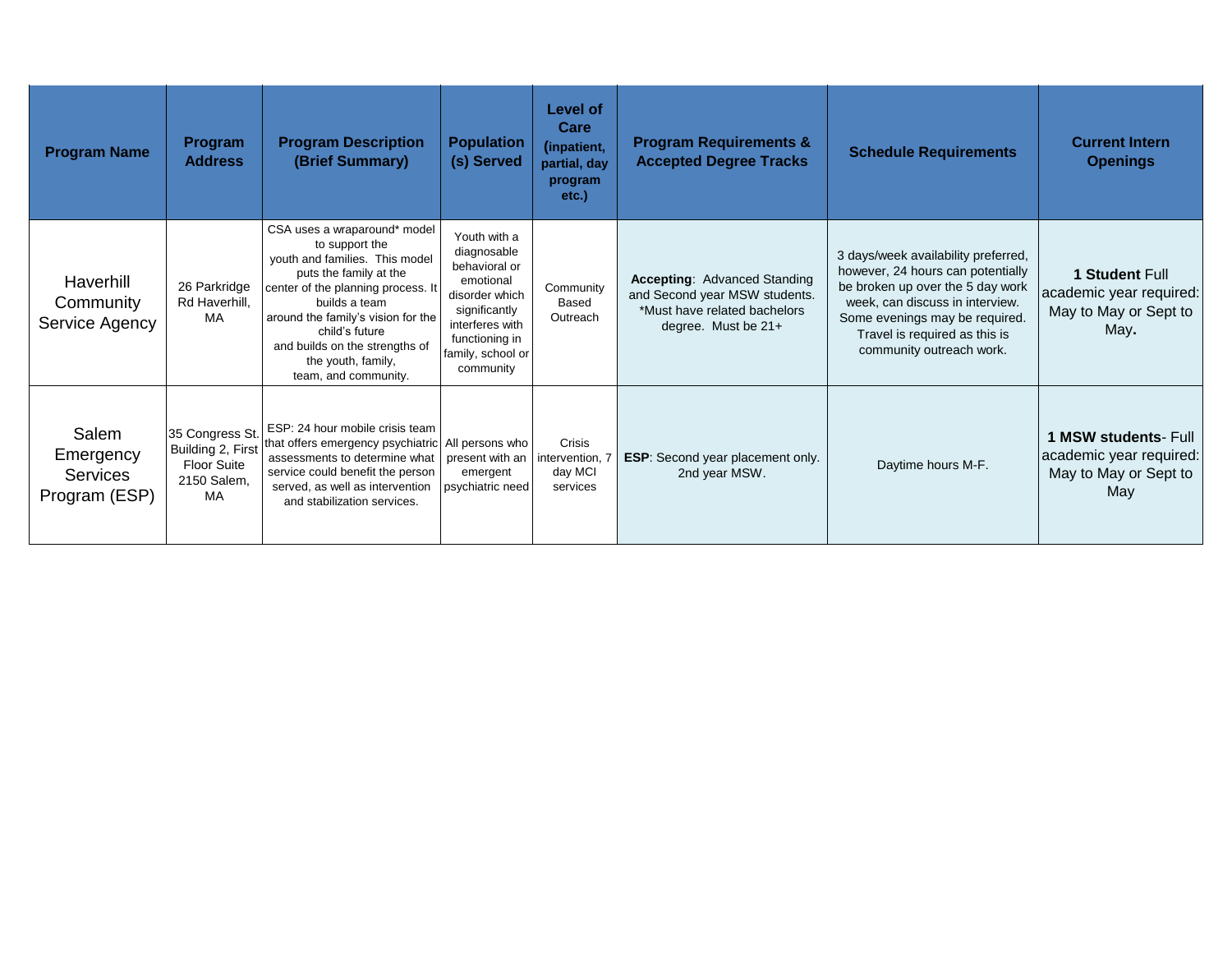| Program Name | Program Address | Program Description (Brief Summary) | Population (s) Served | Level of Care (inpatient, partial, day program etc.) | Program Requirements & Accepted Degree Tracks | Schedule Requirements | Current Intern Openings |
|---|---|---|---|---|---|---|---|
| Haverhill Community Service Agency | 26 Parkridge Rd Haverhill, MA | CSA uses a wraparound* model to support the youth and families. This model puts the family at the center of the planning process. It builds a team around the family's vision for the child's future and builds on the strengths of the youth, family, team, and community. | Youth with a diagnosable behavioral or emotional disorder which significantly interferes with functioning in family, school or community | Community Based Outreach | **Accepting**: Advanced Standing and Second year MSW students. *Must have related bachelors degree. Must be 21+ | 3 days/week availability preferred, however, 24 hours can potentially be broken up over the 5 day work week, can discuss in interview. Some evenings may be required. Travel is required as this is community outreach work. | **1 Student** Full academic year required: May to May or Sept to May**.** |
| Salem Emergency Services Program (ESP) | 35 Congress St. Building 2, First Floor Suite 2150 Salem, MA | ESP: 24 hour mobile crisis team that offers emergency psychiatric assessments to determine what service could benefit the person served, as well as intervention and stabilization services. | All persons who present with an emergent psychiatric need | Crisis intervention, 7 day MCI services | **ESP**: Second year placement only. 2nd year MSW. | Daytime hours M-F. | **1 MSW students**- Full academic year required: May to May or Sept to May |